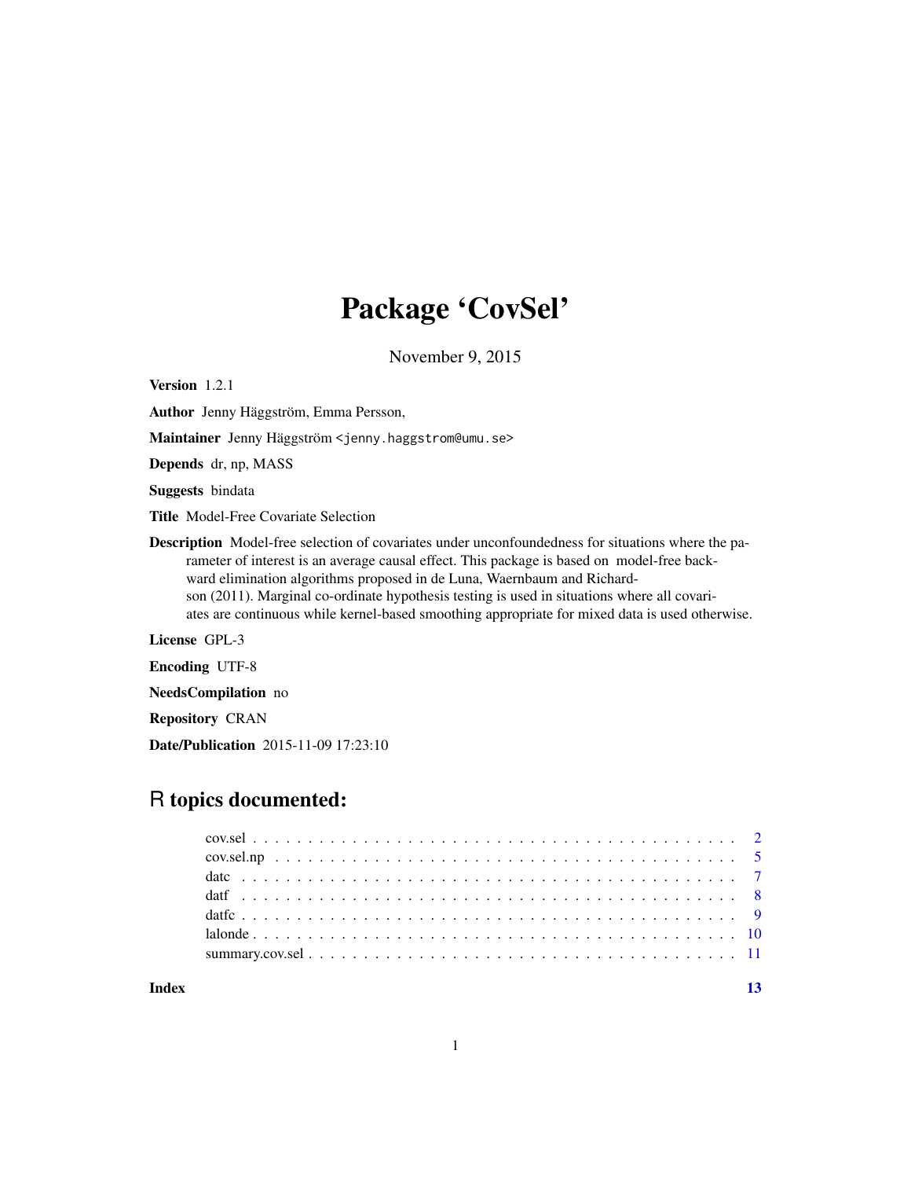# Package 'CovSel'

November 9, 2015

**Version** 1.2.1

**Author** Jenny Häggström, Emma Persson,

**Maintainer** Jenny Häggström <jenny.haggstrom@umu.se>

**Depends** dr, np, MASS

**Suggests** bindata

**Title** Model-Free Covariate Selection

**Description** Model-free selection of covariates under unconfoundedness for situations where the parameter of interest is an average causal effect. This package is based on model-free backward elimination algorithms proposed in de Luna, Waernbaum and Richardson (2011). Marginal co-ordinate hypothesis testing is used in situations where all covariates are continuous while kernel-based smoothing appropriate for mixed data is used otherwise.

**License** GPL-3

**Encoding** UTF-8

**NeedsCompilation** no

**Repository** CRAN

**Date/Publication** 2015-11-09 17:23:10

## R topics documented:

- cov.sel . . . . . . . . . . . . . . . . . . . . . . . . . . . . . . . . . . . . . . . . . . 2
- cov.sel.np . . . . . . . . . . . . . . . . . . . . . . . . . . . . . . . . . . . . . . . . 5
- datc . . . . . . . . . . . . . . . . . . . . . . . . . . . . . . . . . . . . . . . . . . . 7
- datf . . . . . . . . . . . . . . . . . . . . . . . . . . . . . . . . . . . . . . . . . . . 8
- datfc . . . . . . . . . . . . . . . . . . . . . . . . . . . . . . . . . . . . . . . . . . . 9
- lalonde . . . . . . . . . . . . . . . . . . . . . . . . . . . . . . . . . . . . . . . . . 10
- summary.cov.sel . . . . . . . . . . . . . . . . . . . . . . . . . . . . . . . . . . . . 11

**Index** 13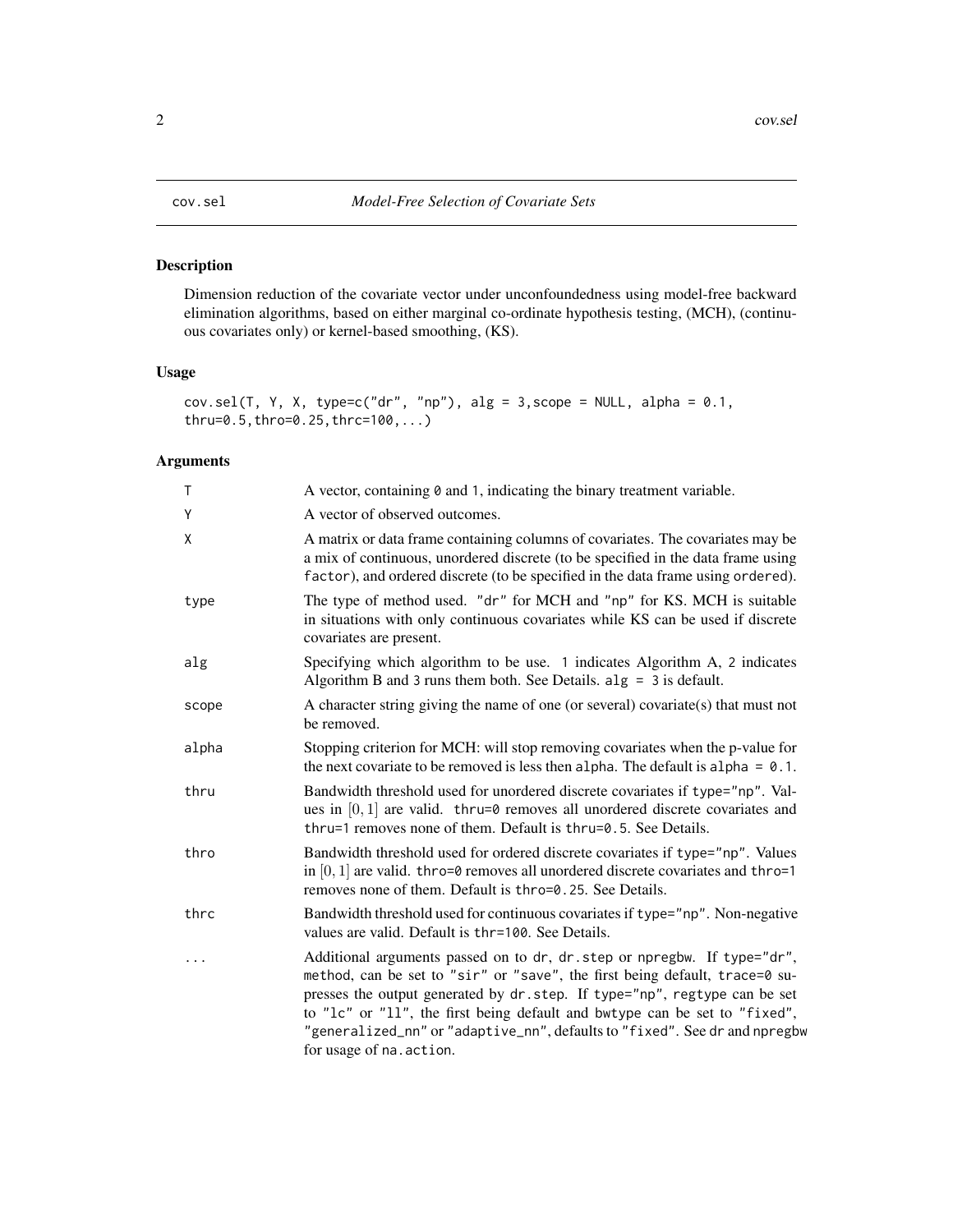## cov.sel — *Model-Free Selection of Covariate Sets*

### Description

Dimension reduction of the covariate vector under unconfoundedness using model-free backward elimination algorithms, based on either marginal co-ordinate hypothesis testing, (MCH), (continuous covariates only) or kernel-based smoothing, (KS).

### Usage

```
cov.sel(T, Y, X, type=c("dr", "np"), alg = 3,scope = NULL, alpha = 0.1,
thru=0.5,thro=0.25,thrc=100,...)
```

### Arguments

| Argument | Description |
|---|---|
| `T` | A vector, containing `0` and `1`, indicating the binary treatment variable. |
| `Y` | A vector of observed outcomes. |
| `X` | A matrix or data frame containing columns of covariates. The covariates may be a mix of continuous, unordered discrete (to be specified in the data frame using `factor`), and ordered discrete (to be specified in the data frame using `ordered`). |
| `type` | The type of method used. `"dr"` for MCH and `"np"` for KS. MCH is suitable in situations with only continuous covariates while KS can be used if discrete covariates are present. |
| `alg` | Specifying which algorithm to be use. `1` indicates Algorithm A, `2` indicates Algorithm B and `3` runs them both. See Details. `alg = 3` is default. |
| `scope` | A character string giving the name of one (or several) covariate(s) that must not be removed. |
| `alpha` | Stopping criterion for MCH: will stop removing covariates when the p-value for the next covariate to be removed is less then `alpha`. The default is `alpha = 0.1`. |
| `thru` | Bandwidth threshold used for unordered discrete covariates if `type="np"`. Values in $[0, 1]$ are valid. `thru=0` removes all unordered discrete covariates and `thru=1` removes none of them. Default is `thru=0.5`. See Details. |
| `thro` | Bandwidth threshold used for ordered discrete covariates if `type="np"`. Values in $[0, 1]$ are valid. `thro=0` removes all unordered discrete covariates and `thro=1` removes none of them. Default is `thro=0.25`. See Details. |
| `thrc` | Bandwidth threshold used for continuous covariates if `type="np"`. Non-negative values are valid. Default is `thr=100`. See Details. |
| `...` | Additional arguments passed on to `dr`, `dr.step` or `npregbw`. If `type="dr"`, `method`, can be set to `"sir"` or `"save"`, the first being default, `trace=0` supresses the output generated by `dr.step`. If `type="np"`, `regtype` can be set to `"lc"` or `"ll"`, the first being default and `bwtype` can be set to `"fixed"`, `"generalized_nn"` or `"adaptive_nn"`, defaults to `"fixed"`. See `dr` and `npregbw` for usage of `na.action`. |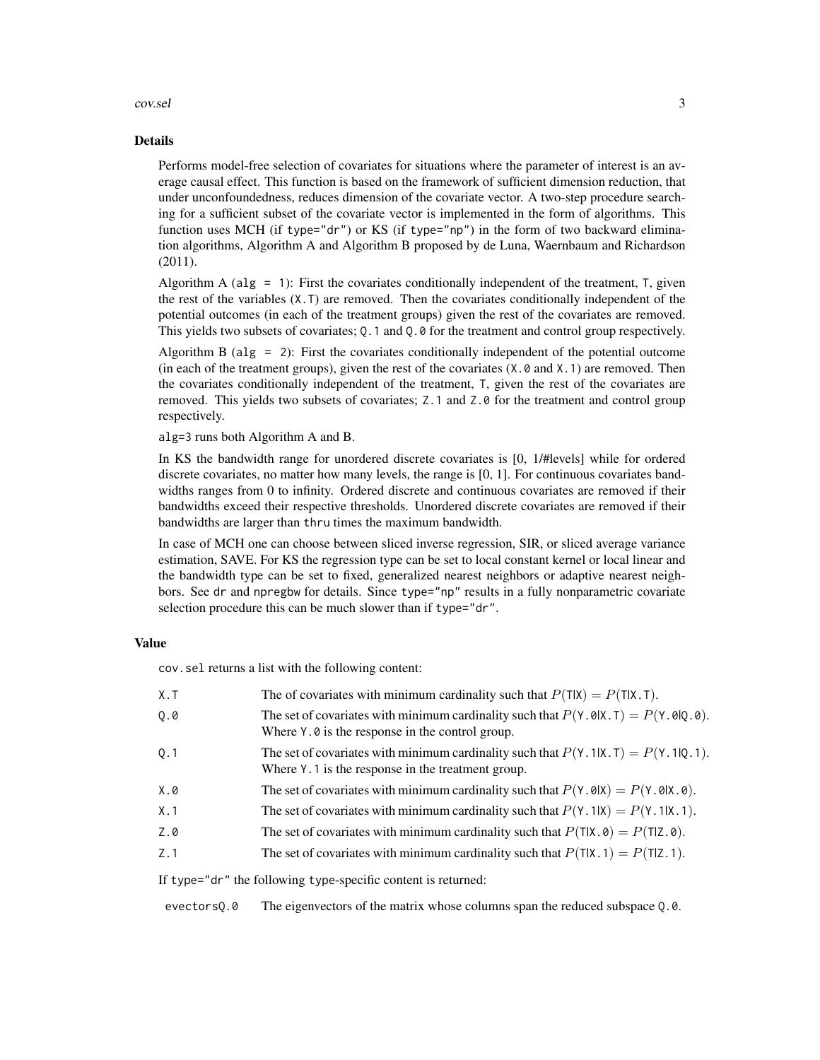### Details

Performs model-free selection of covariates for situations where the parameter of interest is an average causal effect. This function is based on the framework of sufficient dimension reduction, that under unconfoundedness, reduces dimension of the covariate vector. A two-step procedure searching for a sufficient subset of the covariate vector is implemented in the form of algorithms. This function uses MCH (if `type="dr"`) or KS (if `type="np"`) in the form of two backward elimination algorithms, Algorithm A and Algorithm B proposed by de Luna, Waernbaum and Richardson (2011).

Algorithm A (`alg = 1`): First the covariates conditionally independent of the treatment, `T`, given the rest of the variables (`X.T`) are removed. Then the covariates conditionally independent of the potential outcomes (in each of the treatment groups) given the rest of the covariates are removed. This yields two subsets of covariates; `Q.1` and `Q.0` for the treatment and control group respectively.

Algorithm B (`alg = 2`): First the covariates conditionally independent of the potential outcome (in each of the treatment groups), given the rest of the covariates (`X.0` and `X.1`) are removed. Then the covariates conditionally independent of the treatment, `T`, given the rest of the covariates are removed. This yields two subsets of covariates; `Z.1` and `Z.0` for the treatment and control group respectively.

`alg=3` runs both Algorithm A and B.

In KS the bandwidth range for unordered discrete covariates is [0, 1/#levels] while for ordered discrete covariates, no matter how many levels, the range is [0, 1]. For continuous covariates bandwidths ranges from 0 to infinity. Ordered discrete and continuous covariates are removed if their bandwidths exceed their respective thresholds. Unordered discrete covariates are removed if their bandwidths are larger than `thru` times the maximum bandwidth.

In case of MCH one can choose between sliced inverse regression, SIR, or sliced average variance estimation, SAVE. For KS the regression type can be set to local constant kernel or local linear and the bandwidth type can be set to fixed, generalized nearest neighbors or adaptive nearest neighbors. See `dr` and `npregbw` for details. Since `type="np"` results in a fully nonparametric covariate selection procedure this can be much slower than if `type="dr"`.

### Value

`cov.sel` returns a list with the following content:

- `X.T` — The of covariates with minimum cardinality such that $P(\texttt{T}|\texttt{X}) = P(\texttt{T}|\texttt{X.T})$.
- `Q.0` — The set of covariates with minimum cardinality such that $P(\texttt{Y.0}|\texttt{X.T}) = P(\texttt{Y.0}|\texttt{Q.0})$. Where `Y.0` is the response in the control group.
- `Q.1` — The set of covariates with minimum cardinality such that $P(\texttt{Y.1}|\texttt{X.T}) = P(\texttt{Y.1}|\texttt{Q.1})$. Where `Y.1` is the response in the treatment group.
- `X.0` — The set of covariates with minimum cardinality such that $P(\texttt{Y.0}|\texttt{X}) = P(\texttt{Y.0}|\texttt{X.0})$.
- `X.1` — The set of covariates with minimum cardinality such that $P(\texttt{Y.1}|\texttt{X}) = P(\texttt{Y.1}|\texttt{X.1})$.
- `Z.0` — The set of covariates with minimum cardinality such that $P(\texttt{T}|\texttt{X.0}) = P(\texttt{T}|\texttt{Z.0})$.
- `Z.1` — The set of covariates with minimum cardinality such that $P(\texttt{T}|\texttt{X.1}) = P(\texttt{T}|\texttt{Z.1})$.

If `type="dr"` the following `type`-specific content is returned:

- `evectorsQ.0` — The eigenvectors of the matrix whose columns span the reduced subspace `Q.0`.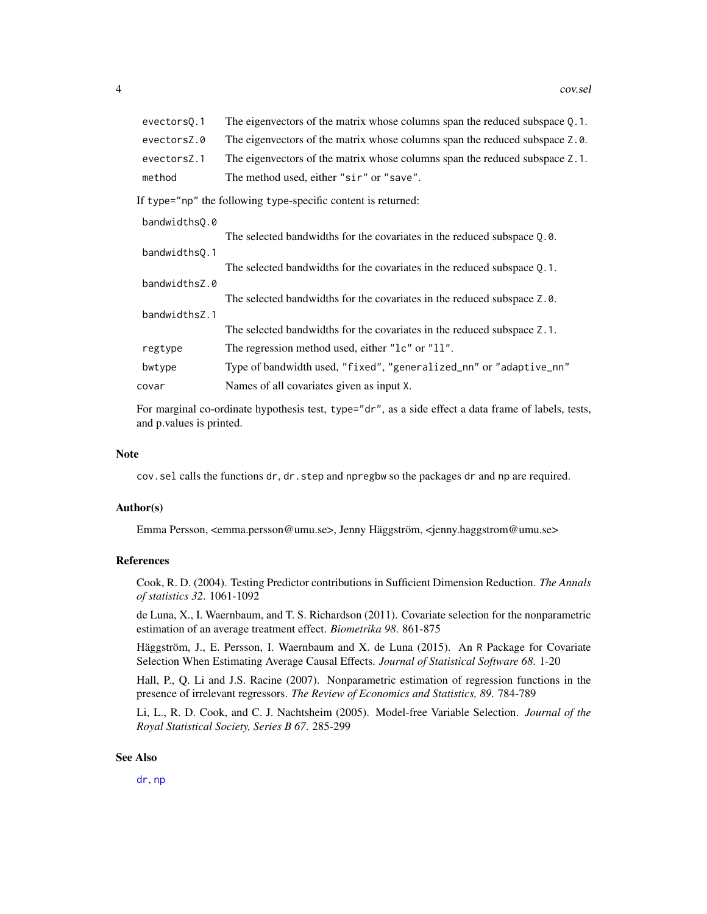| | |
|---|---|
| `evectorsQ.1` | The eigenvectors of the matrix whose columns span the reduced subspace `Q.1`. |
| `evectorsZ.0` | The eigenvectors of the matrix whose columns span the reduced subspace `Z.0`. |
| `evectorsZ.1` | The eigenvectors of the matrix whose columns span the reduced subspace `Z.1`. |
| `method` | The method used, either `"sir"` or `"save"`. |

If `type="np"` the following `type`-specific content is returned:

| | |
|---|---|
| `bandwidthsQ.0` | The selected bandwidths for the covariates in the reduced subspace `Q.0`. |
| `bandwidthsQ.1` | The selected bandwidths for the covariates in the reduced subspace `Q.1`. |
| `bandwidthsZ.0` | The selected bandwidths for the covariates in the reduced subspace `Z.0`. |
| `bandwidthsZ.1` | The selected bandwidths for the covariates in the reduced subspace `Z.1`. |
| `regtype` | The regression method used, either `"lc"` or `"ll"`. |
| `bwtype` | Type of bandwidth used, `"fixed"`, `"generalized_nn"` or `"adaptive_nn"` |
| `covar` | Names of all covariates given as input `X`. |

For marginal co-ordinate hypothesis test, `type="dr"`, as a side effect a data frame of labels, tests, and p.values is printed.

## Note

`cov.sel` calls the functions `dr`, `dr.step` and `npregbw` so the packages `dr` and `np` are required.

## Author(s)

Emma Persson, <emma.persson@umu.se>, Jenny Häggström, <jenny.haggstrom@umu.se>

## References

Cook, R. D. (2004). Testing Predictor contributions in Sufficient Dimension Reduction. *The Annals of statistics 32*. 1061-1092

de Luna, X., I. Waernbaum, and T. S. Richardson (2011). Covariate selection for the nonparametric estimation of an average treatment effect. *Biometrika 98*. 861-875

Häggström, J., E. Persson, I. Waernbaum and X. de Luna (2015). An R Package for Covariate Selection When Estimating Average Causal Effects. *Journal of Statistical Software 68*. 1-20

Hall, P., Q. Li and J.S. Racine (2007). Nonparametric estimation of regression functions in the presence of irrelevant regressors. *The Review of Economics and Statistics, 89*. 784-789

Li, L., R. D. Cook, and C. J. Nachtsheim (2005). Model-free Variable Selection. *Journal of the Royal Statistical Society, Series B 67*. 285-299

## See Also

dr, np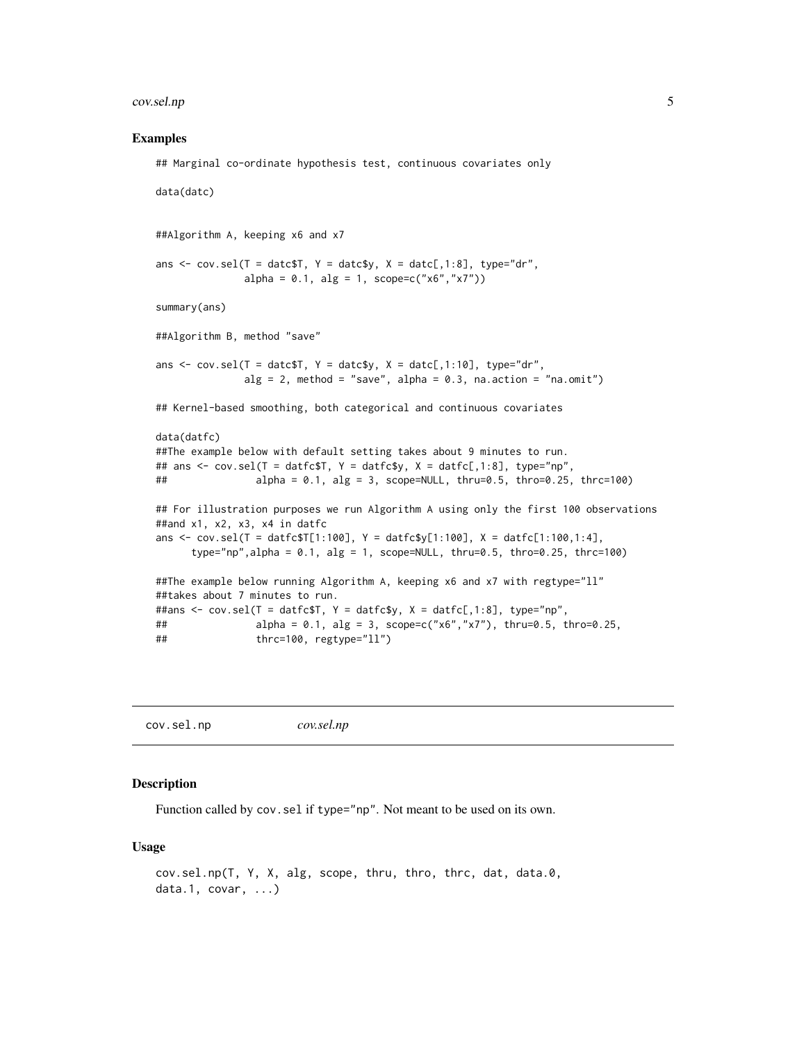### Examples

```
## Marginal co-ordinate hypothesis test, continuous covariates only

data(datc)


##Algorithm A, keeping x6 and x7

ans <- cov.sel(T = datc$T, Y = datc$y, X = datc[,1:8], type="dr",
               alpha = 0.1, alg = 1, scope=c("x6","x7"))

summary(ans)

##Algorithm B, method "save"

ans <- cov.sel(T = datc$T, Y = datc$y, X = datc[,1:10], type="dr",
               alg = 2, method = "save", alpha = 0.3, na.action = "na.omit")

## Kernel-based smoothing, both categorical and continuous covariates

data(datfc)
##The example below with default setting takes about 9 minutes to run.
## ans <- cov.sel(T = datfc$T, Y = datfc$y, X = datfc[,1:8], type="np",
##                alpha = 0.1, alg = 3, scope=NULL, thru=0.5, thro=0.25, thrc=100)

## For illustration purposes we run Algorithm A using only the first 100 observations
##and x1, x2, x3, x4 in datfc
ans <- cov.sel(T = datfc$T[1:100], Y = datfc$y[1:100], X = datfc[1:100,1:4],
      type="np",alpha = 0.1, alg = 1, scope=NULL, thru=0.5, thro=0.25, thrc=100)

##The example below running Algorithm A, keeping x6 and x7 with regtype="ll"
##takes about 7 minutes to run.
##ans <- cov.sel(T = datfc$T, Y = datfc$y, X = datfc[,1:8], type="np",
##               alpha = 0.1, alg = 3, scope=c("x6","x7"), thru=0.5, thro=0.25,
##               thrc=100, regtype="ll")
```

---

## cov.sel.np    *cov.sel.np*

---

### Description

Function called by `cov.sel` if `type="np"`. Not meant to be used on its own.

### Usage

```
cov.sel.np(T, Y, X, alg, scope, thru, thro, thrc, dat, data.0,
data.1, covar, ...)
```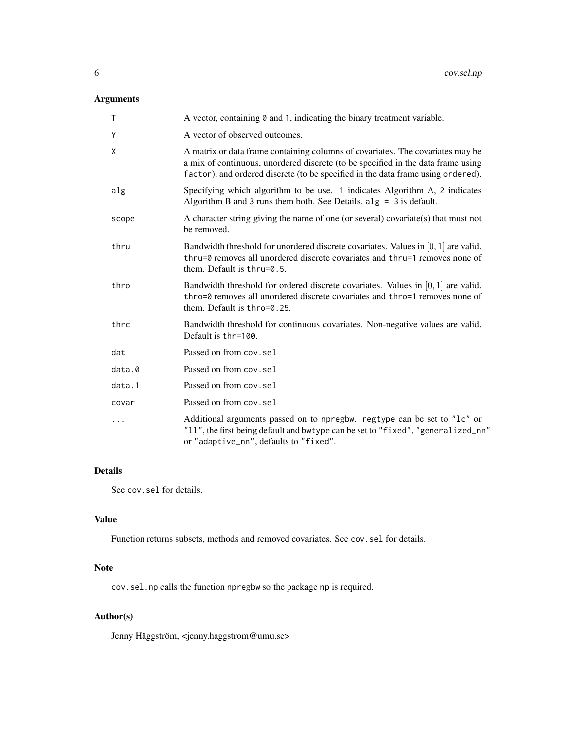## Arguments

| | |
|---|---|
| `T` | A vector, containing `0` and `1`, indicating the binary treatment variable. |
| `Y` | A vector of observed outcomes. |
| `X` | A matrix or data frame containing columns of covariates. The covariates may be a mix of continuous, unordered discrete (to be specified in the data frame using `factor`), and ordered discrete (to be specified in the data frame using `ordered`). |
| `alg` | Specifying which algorithm to be use. `1` indicates Algorithm A, `2` indicates Algorithm B and `3` runs them both. See Details. `alg = 3` is default. |
| `scope` | A character string giving the name of one (or several) covariate(s) that must not be removed. |
| `thru` | Bandwidth threshold for unordered discrete covariates. Values in $[0, 1]$ are valid. `thru=0` removes all unordered discrete covariates and `thru=1` removes none of them. Default is `thru=0.5`. |
| `thro` | Bandwidth threshold for ordered discrete covariates. Values in $[0, 1]$ are valid. `thro=0` removes all unordered discrete covariates and `thro=1` removes none of them. Default is `thro=0.25`. |
| `thrc` | Bandwidth threshold for continuous covariates. Non-negative values are valid. Default is `thr=100`. |
| `dat` | Passed on from `cov.sel` |
| `data.0` | Passed on from `cov.sel` |
| `data.1` | Passed on from `cov.sel` |
| `covar` | Passed on from `cov.sel` |
| `...` | Additional arguments passed on to `npregbw`. `regtype` can be set to `"lc"` or `"ll"`, the first being default and `bwtype` can be set to `"fixed"`, `"generalized_nn"` or `"adaptive_nn"`, defaults to `"fixed"`. |

## Details

See `cov.sel` for details.

## Value

Function returns subsets, methods and removed covariates. See `cov.sel` for details.

## Note

`cov.sel.np` calls the function `npregbw` so the package `np` is required.

## Author(s)

Jenny Häggström, <jenny.haggstrom@umu.se>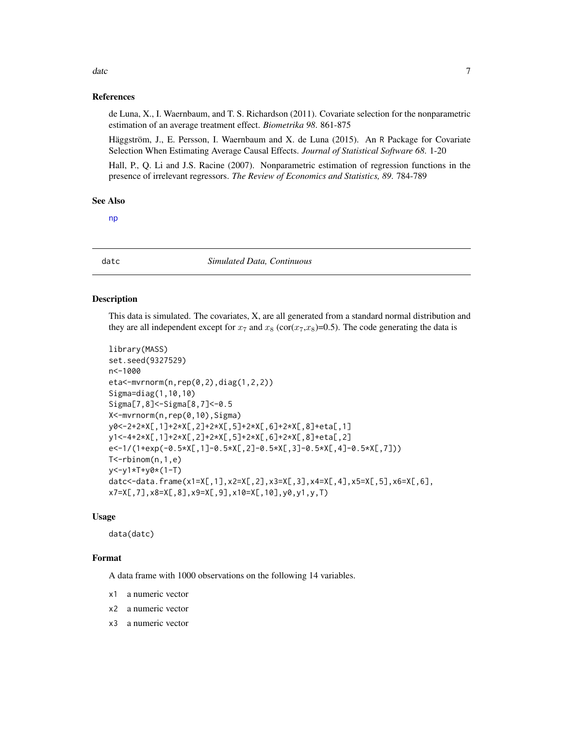## References

de Luna, X., I. Waernbaum, and T. S. Richardson (2011). Covariate selection for the nonparametric estimation of an average treatment effect. *Biometrika 98*. 861-875

Häggström, J., E. Persson, I. Waernbaum and X. de Luna (2015). An R Package for Covariate Selection When Estimating Average Causal Effects. *Journal of Statistical Software 68*. 1-20

Hall, P., Q. Li and J.S. Racine (2007). Nonparametric estimation of regression functions in the presence of irrelevant regressors. *The Review of Economics and Statistics, 89*. 784-789

## See Also

np

---

# datc — *Simulated Data, Continuous*

## Description

This data is simulated. The covariates, X, are all generated from a standard normal distribution and they are all independent except for $x_7$ and $x_8$ (cor($x_7$,$x_8$)=0.5). The code generating the data is

```
library(MASS)
set.seed(9327529)
n<-1000
eta<-mvrnorm(n,rep(0,2),diag(1,2,2))
Sigma=diag(1,10,10)
Sigma[7,8]<-Sigma[8,7]<-0.5
X<-mvrnorm(n,rep(0,10),Sigma)
y0<-2+2*X[,1]+2*X[,2]+2*X[,5]+2*X[,6]+2*X[,8]+eta[,1]
y1<-4+2*X[,1]+2*X[,2]+2*X[,5]+2*X[,6]+2*X[,8]+eta[,2]
e<-1/(1+exp(-0.5*X[,1]-0.5*X[,2]-0.5*X[,3]-0.5*X[,4]-0.5*X[,7]))
T<-rbinom(n,1,e)
y<-y1*T+y0*(1-T)
datc<-data.frame(x1=X[,1],x2=X[,2],x3=X[,3],x4=X[,4],x5=X[,5],x6=X[,6],
x7=X[,7],x8=X[,8],x9=X[,9],x10=X[,10],y0,y1,y,T)
```

## Usage

```
data(datc)
```

## Format

A data frame with 1000 observations on the following 14 variables.

- `x1` a numeric vector
- `x2` a numeric vector
- `x3` a numeric vector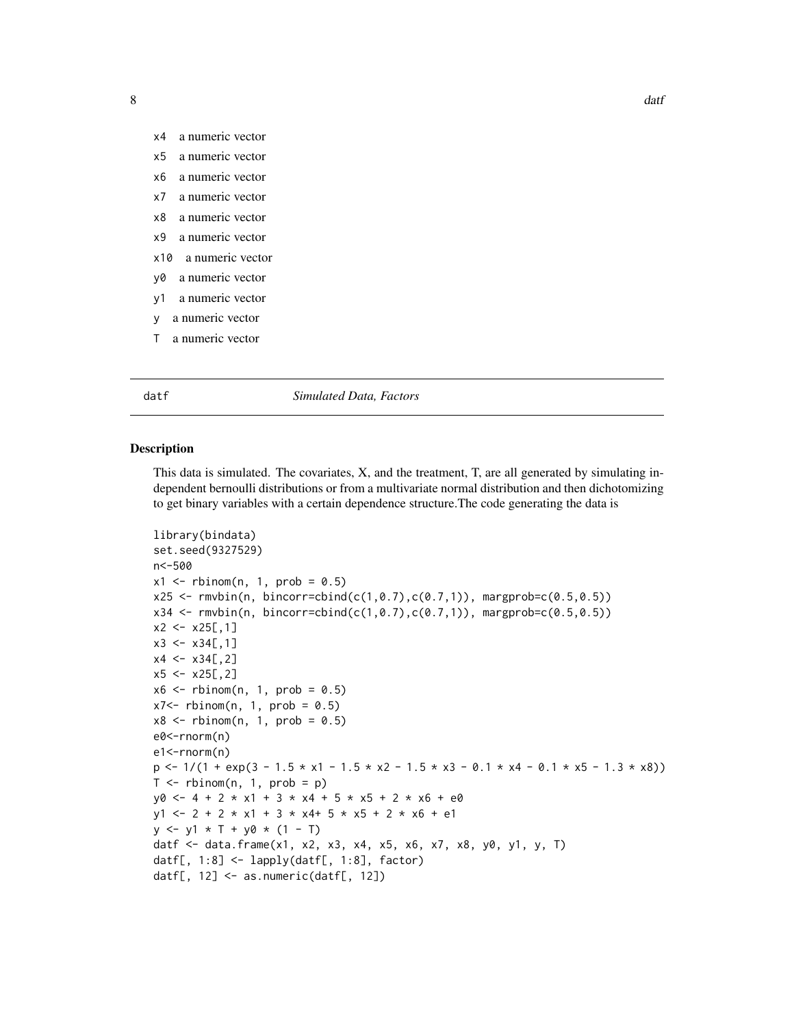x4 a numeric vector

x5 a numeric vector

x6 a numeric vector

x7 a numeric vector

x8 a numeric vector

x9 a numeric vector

x10 a numeric vector

y0 a numeric vector

y1 a numeric vector

y a numeric vector

T a numeric vector

---

## datf *Simulated Data, Factors*

### Description

This data is simulated. The covariates, X, and the treatment, T, are all generated by simulating independent bernoulli distributions or from a multivariate normal distribution and then dichotomizing to get binary variables with a certain dependence structure.The code generating the data is

```
library(bindata)
set.seed(9327529)
n<-500
x1 <- rbinom(n, 1, prob = 0.5)
x25 <- rmvbin(n, bincorr=cbind(c(1,0.7),c(0.7,1)), margprob=c(0.5,0.5))
x34 <- rmvbin(n, bincorr=cbind(c(1,0.7),c(0.7,1)), margprob=c(0.5,0.5))
x2 <- x25[,1]
x3 <- x34[,1]
x4 <- x34[,2]
x5 <- x25[,2]
x6 <- rbinom(n, 1, prob = 0.5)
x7<- rbinom(n, 1, prob = 0.5)
x8 <- rbinom(n, 1, prob = 0.5)
e0<-rnorm(n)
e1<-rnorm(n)
p <- 1/(1 + exp(3 - 1.5 * x1 - 1.5 * x2 - 1.5 * x3 - 0.1 * x4 - 0.1 * x5 - 1.3 * x8))
T <- rbinom(n, 1, prob = p)
y0 <- 4 + 2 * x1 + 3 * x4 + 5 * x5 + 2 * x6 + e0
y1 <- 2 + 2 * x1 + 3 * x4+ 5 * x5 + 2 * x6 + e1
y <- y1 * T + y0 * (1 - T)
datf <- data.frame(x1, x2, x3, x4, x5, x6, x7, x8, y0, y1, y, T)
datf[, 1:8] <- lapply(datf[, 1:8], factor)
datf[, 12] <- as.numeric(datf[, 12])
```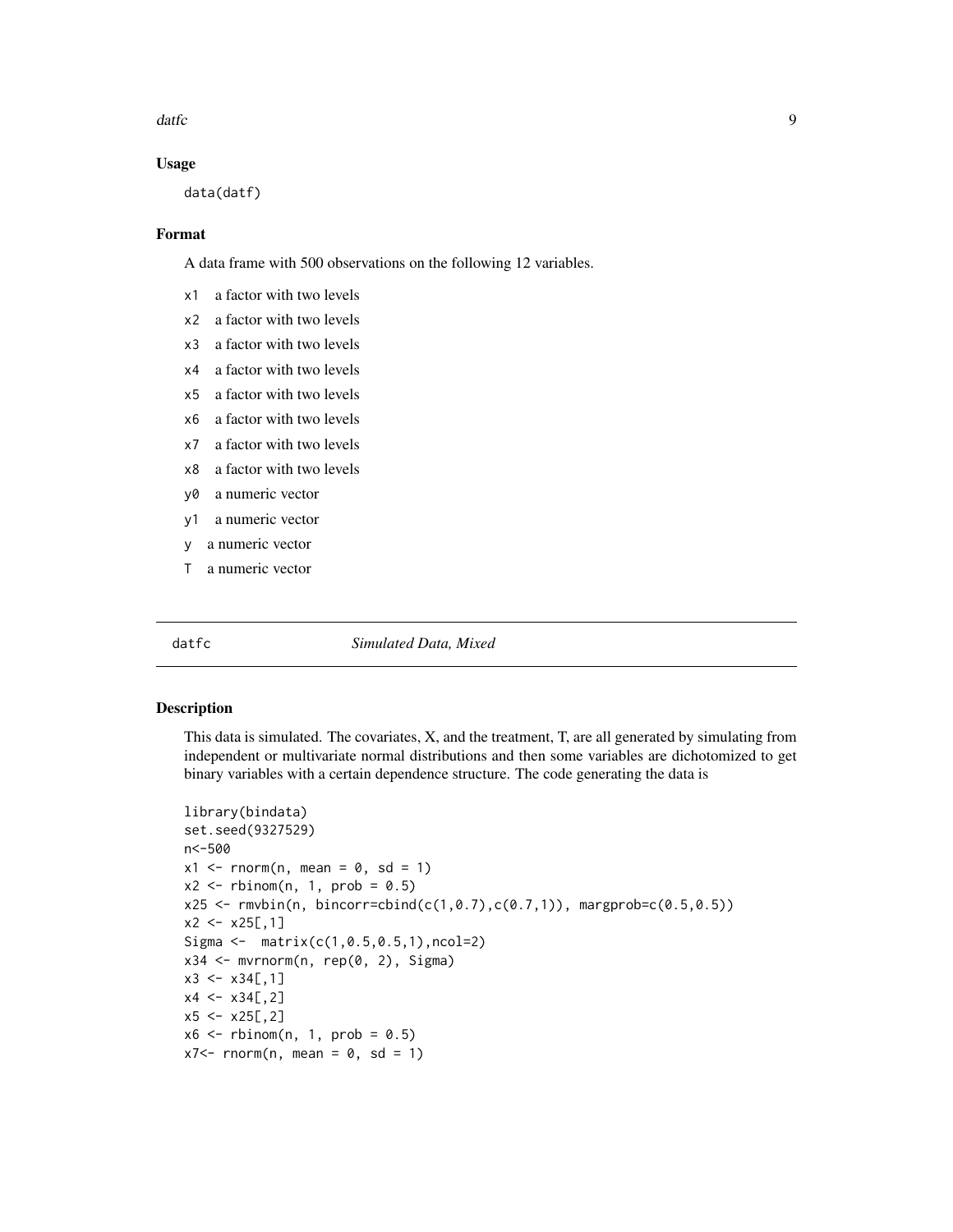### Usage

```
data(datf)
```

### Format

A data frame with 500 observations on the following 12 variables.

- `x1` a factor with two levels
- `x2` a factor with two levels
- `x3` a factor with two levels
- `x4` a factor with two levels
- `x5` a factor with two levels
- `x6` a factor with two levels
- `x7` a factor with two levels
- `x8` a factor with two levels
- `y0` a numeric vector
- `y1` a numeric vector
- `y` a numeric vector
- `T` a numeric vector

---

## datfc *Simulated Data, Mixed*

### Description

This data is simulated. The covariates, X, and the treatment, T, are all generated by simulating from independent or multivariate normal distributions and then some variables are dichotomized to get binary variables with a certain dependence structure. The code generating the data is

```
library(bindata)
set.seed(9327529)
n<-500
x1 <- rnorm(n, mean = 0, sd = 1)
x2 <- rbinom(n, 1, prob = 0.5)
x25 <- rmvbin(n, bincorr=cbind(c(1,0.7),c(0.7,1)), margprob=c(0.5,0.5))
x2 <- x25[,1]
Sigma <-  matrix(c(1,0.5,0.5,1),ncol=2)
x34 <- mvrnorm(n, rep(0, 2), Sigma)
x3 <- x34[,1]
x4 <- x34[,2]
x5 <- x25[,2]
x6 <- rbinom(n, 1, prob = 0.5)
x7<- rnorm(n, mean = 0, sd = 1)
```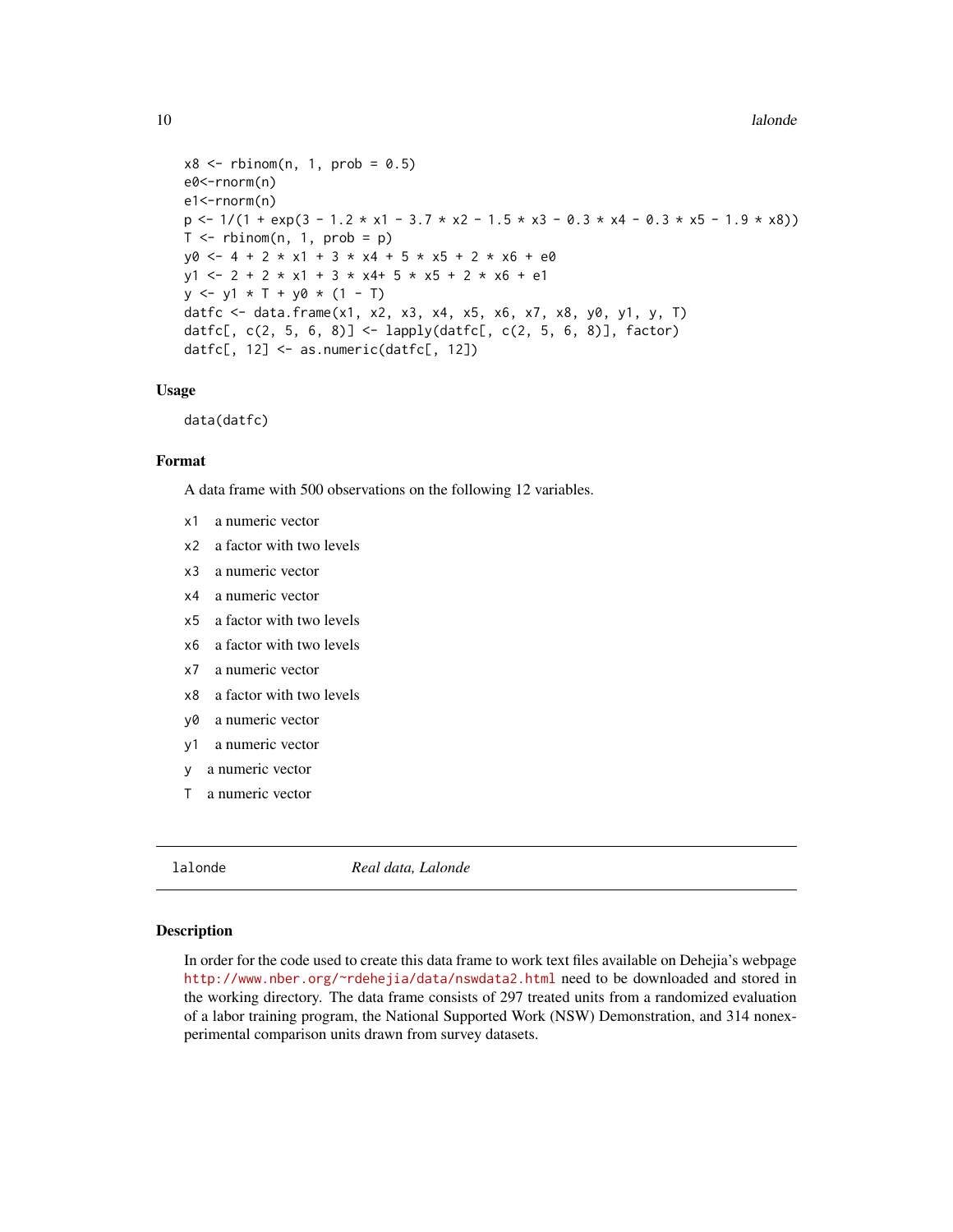```
x8 <- rbinom(n, 1, prob = 0.5)
e0<-rnorm(n)
e1<-rnorm(n)
p <- 1/(1 + exp(3 - 1.2 * x1 - 3.7 * x2 - 1.5 * x3 - 0.3 * x4 - 0.3 * x5 - 1.9 * x8))
T <- rbinom(n, 1, prob = p)
y0 <- 4 + 2 * x1 + 3 * x4 + 5 * x5 + 2 * x6 + e0
y1 <- 2 + 2 * x1 + 3 * x4+ 5 * x5 + 2 * x6 + e1
y <- y1 * T + y0 * (1 - T)
datfc <- data.frame(x1, x2, x3, x4, x5, x6, x7, x8, y0, y1, y, T)
datfc[, c(2, 5, 6, 8)] <- lapply(datfc[, c(2, 5, 6, 8)], factor)
datfc[, 12] <- as.numeric(datfc[, 12])
```

### Usage

```
data(datfc)
```

### Format

A data frame with 500 observations on the following 12 variables.

- `x1` a numeric vector
- `x2` a factor with two levels
- `x3` a numeric vector
- `x4` a numeric vector
- `x5` a factor with two levels
- `x6` a factor with two levels
- `x7` a numeric vector
- `x8` a factor with two levels
- `y0` a numeric vector
- `y1` a numeric vector
- `y` a numeric vector
- `T` a numeric vector

---

## lalonde *Real data, Lalonde*

---

### Description

In order for the code used to create this data frame to work text files available on Dehejia's webpage http://www.nber.org/~rdehejia/data/nswdata2.html need to be downloaded and stored in the working directory. The data frame consists of 297 treated units from a randomized evaluation of a labor training program, the National Supported Work (NSW) Demonstration, and 314 nonexperimental comparison units drawn from survey datasets.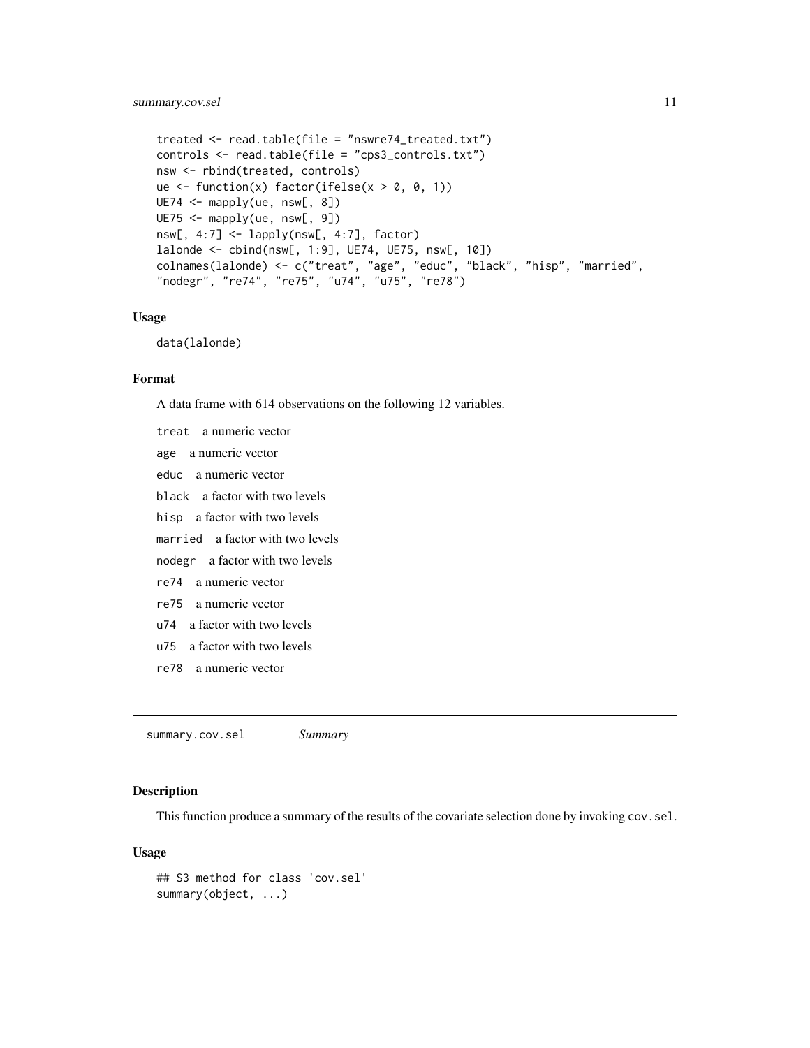```
treated <- read.table(file = "nswre74_treated.txt")
controls <- read.table(file = "cps3_controls.txt")
nsw <- rbind(treated, controls)
ue <- function(x) factor(ifelse(x > 0, 0, 1))
UE74 <- mapply(ue, nsw[, 8])
UE75 <- mapply(ue, nsw[, 9])
nsw[, 4:7] <- lapply(nsw[, 4:7], factor)
lalonde <- cbind(nsw[, 1:9], UE74, UE75, nsw[, 10])
colnames(lalonde) <- c("treat", "age", "educ", "black", "hisp", "married",
"nodegr", "re74", "re75", "u74", "u75", "re78")
```

### Usage

```
data(lalonde)
```

### Format

A data frame with 614 observations on the following 12 variables.

- `treat` a numeric vector
- `age` a numeric vector
- `educ` a numeric vector
- `black` a factor with two levels
- `hisp` a factor with two levels
- `married` a factor with two levels
- `nodegr` a factor with two levels
- `re74` a numeric vector
- `re75` a numeric vector
- `u74` a factor with two levels
- `u75` a factor with two levels
- `re78` a numeric vector

---

## `summary.cov.sel` *Summary*

### Description

This function produce a summary of the results of the covariate selection done by invoking `cov.sel`.

### Usage

```
## S3 method for class 'cov.sel'
summary(object, ...)
```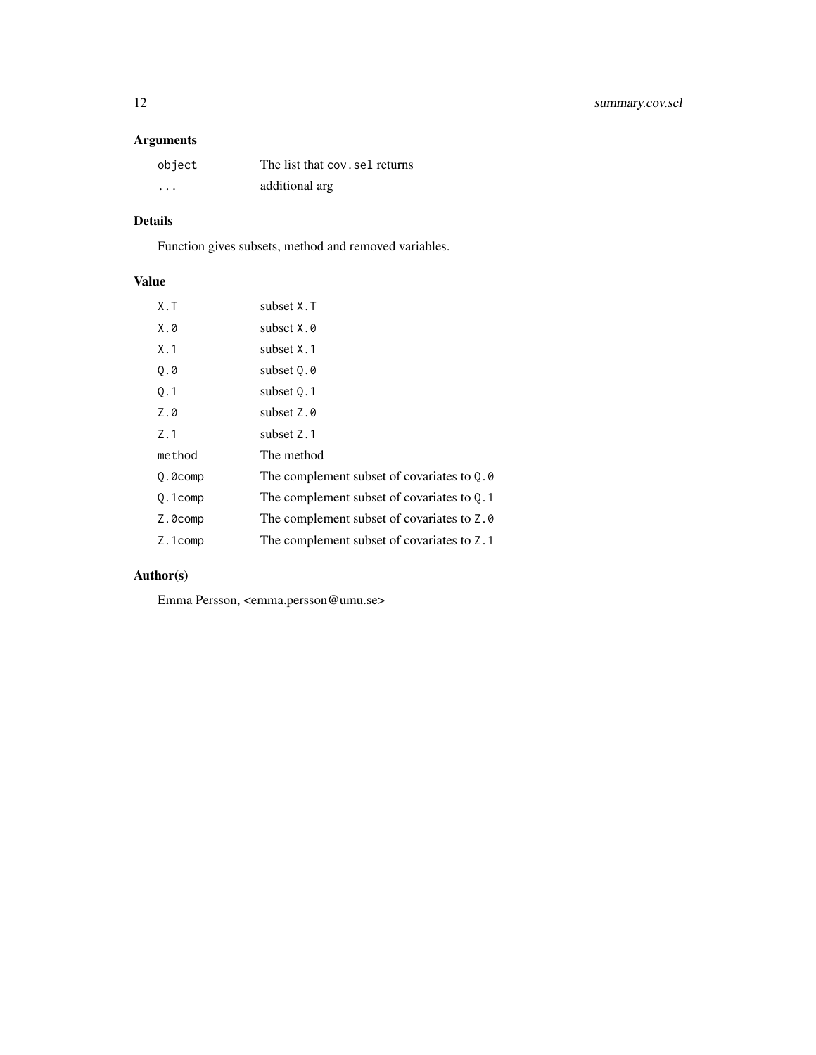## Arguments

| | |
|---|---|
| `object` | The list that `cov.sel` returns |
| `...` | additional arg |

## Details

Function gives subsets, method and removed variables.

## Value

| | |
|---|---|
| `X.T` | subset `X.T` |
| `X.0` | subset `X.0` |
| `X.1` | subset `X.1` |
| `Q.0` | subset `Q.0` |
| `Q.1` | subset `Q.1` |
| `Z.0` | subset `Z.0` |
| `Z.1` | subset `Z.1` |
| `method` | The method |
| `Q.0comp` | The complement subset of covariates to `Q.0` |
| `Q.1comp` | The complement subset of covariates to `Q.1` |
| `Z.0comp` | The complement subset of covariates to `Z.0` |
| `Z.1comp` | The complement subset of covariates to `Z.1` |

## Author(s)

Emma Persson, <emma.persson@umu.se>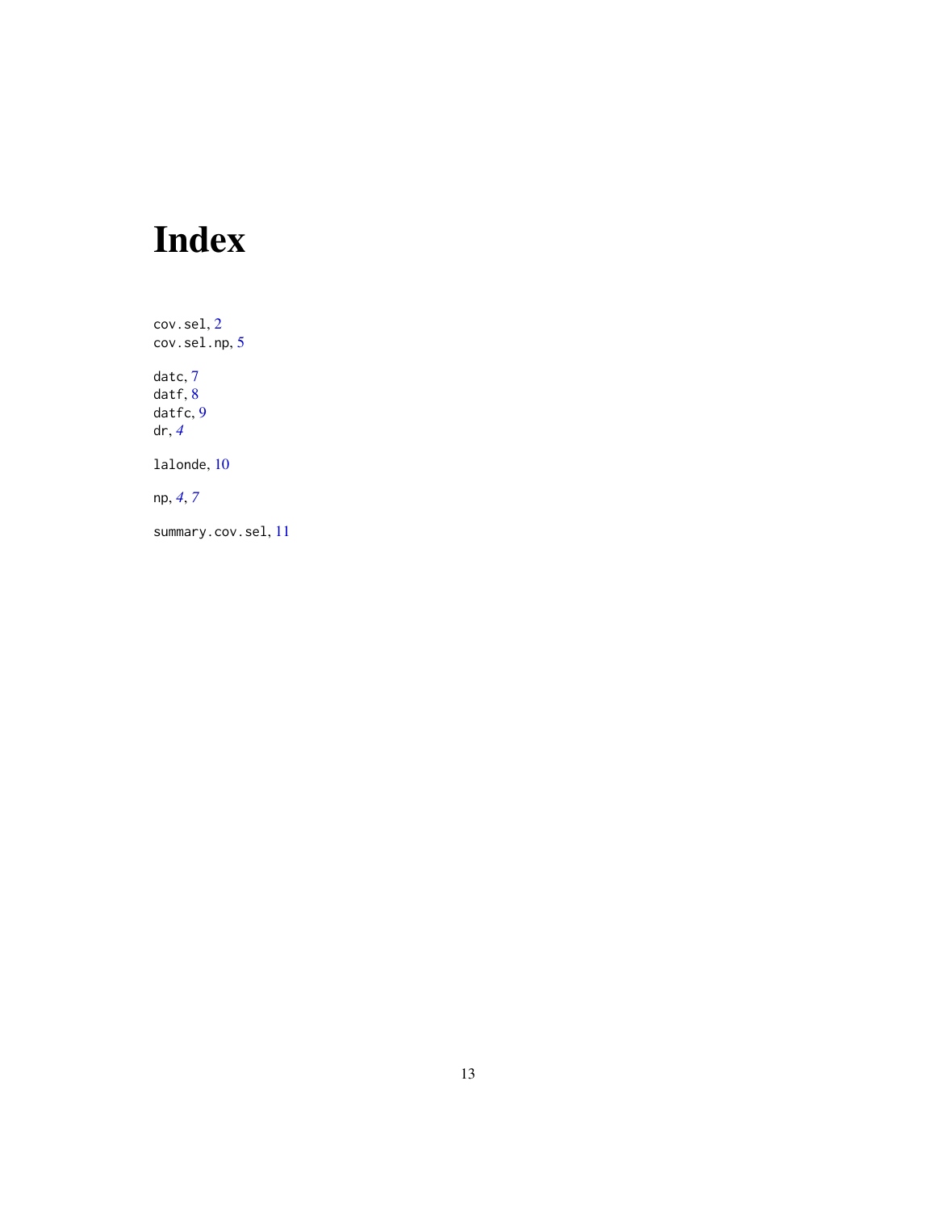# Index

cov.sel, 2
cov.sel.np, 5

datc, 7
datf, 8
datfc, 9
dr, *4*

lalonde, 10

np, *4*, *7*

summary.cov.sel, 11